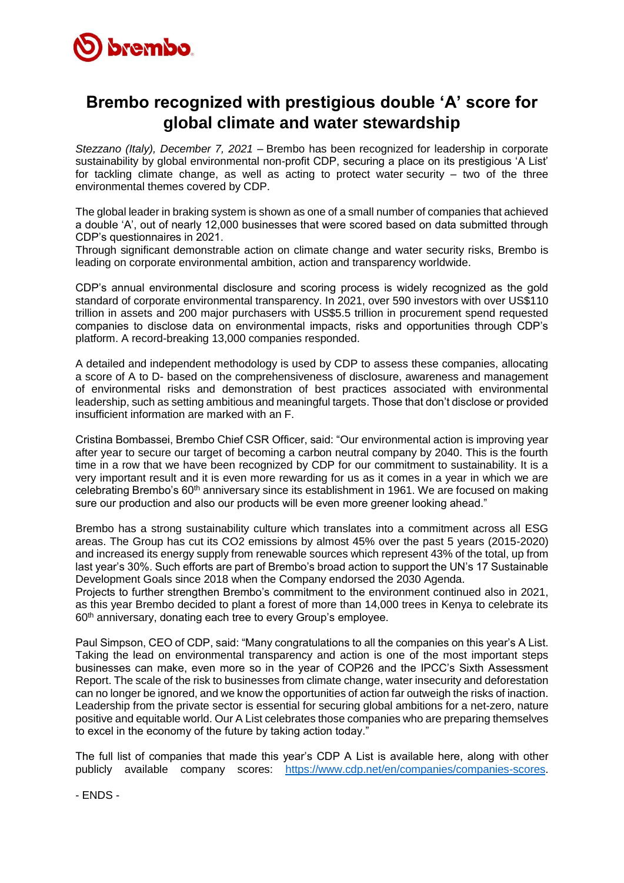# Brembo recognized with prestigious double 'A' score for global climate and water stewardship

*Stezzano (Italy), December 7, 2021* – Brembo has been recognized for leadership in corporate sustainability by global environmental non-profit CDP, securing a place on its prestigious 'A List' for tackling climate change, as well as acting to protect water security – two of the three environmental themes covered by CDP.

The global leader in braking system is shown as one of a small number of companies that achieved a double 'A', out of nearly 12,000 businesses that were scored based on data submitted through CDP's questionnaires in 2021.
Through significant demonstrable action on climate change and water security risks, Brembo is leading on corporate environmental ambition, action and transparency worldwide.

CDP's annual environmental disclosure and scoring process is widely recognized as the gold standard of corporate environmental transparency. In 2021, over 590 investors with over US$110 trillion in assets and 200 major purchasers with US$5.5 trillion in procurement spend requested companies to disclose data on environmental impacts, risks and opportunities through CDP's platform. A record-breaking 13,000 companies responded.

A detailed and independent methodology is used by CDP to assess these companies, allocating a score of A to D- based on the comprehensiveness of disclosure, awareness and management of environmental risks and demonstration of best practices associated with environmental leadership, such as setting ambitious and meaningful targets. Those that don't disclose or provided insufficient information are marked with an F.

Cristina Bombassei, Brembo Chief CSR Officer, said: "Our environmental action is improving year after year to secure our target of becoming a carbon neutral company by 2040. This is the fourth time in a row that we have been recognized by CDP for our commitment to sustainability. It is a very important result and it is even more rewarding for us as it comes in a year in which we are celebrating Brembo's 60th anniversary since its establishment in 1961. We are focused on making sure our production and also our products will be even more greener looking ahead."

Brembo has a strong sustainability culture which translates into a commitment across all ESG areas. The Group has cut its $CO_2$ emissions by almost 45% over the past 5 years (2015-2020) and increased its energy supply from renewable sources which represent 43% of the total, up from last year's 30%. Such efforts are part of Brembo's broad action to support the UN's 17 Sustainable Development Goals since 2018 when the Company endorsed the 2030 Agenda.
Projects to further strengthen Brembo's commitment to the environment continued also in 2021, as this year Brembo decided to plant a forest of more than 14,000 trees in Kenya to celebrate its 60th anniversary, donating each tree to every Group's employee.

Paul Simpson, CEO of CDP, said: "Many congratulations to all the companies on this year's A List. Taking the lead on environmental transparency and action is one of the most important steps businesses can make, even more so in the year of COP26 and the IPCC's Sixth Assessment Report. The scale of the risk to businesses from climate change, water insecurity and deforestation can no longer be ignored, and we know the opportunities of action far outweigh the risks of inaction. Leadership from the private sector is essential for securing global ambitions for a net-zero, nature positive and equitable world. Our A List celebrates those companies who are preparing themselves to excel in the economy of the future by taking action today."

The full list of companies that made this year's CDP A List is available here, along with other publicly available company scores: https://www.cdp.net/en/companies/companies-scores.

- ENDS -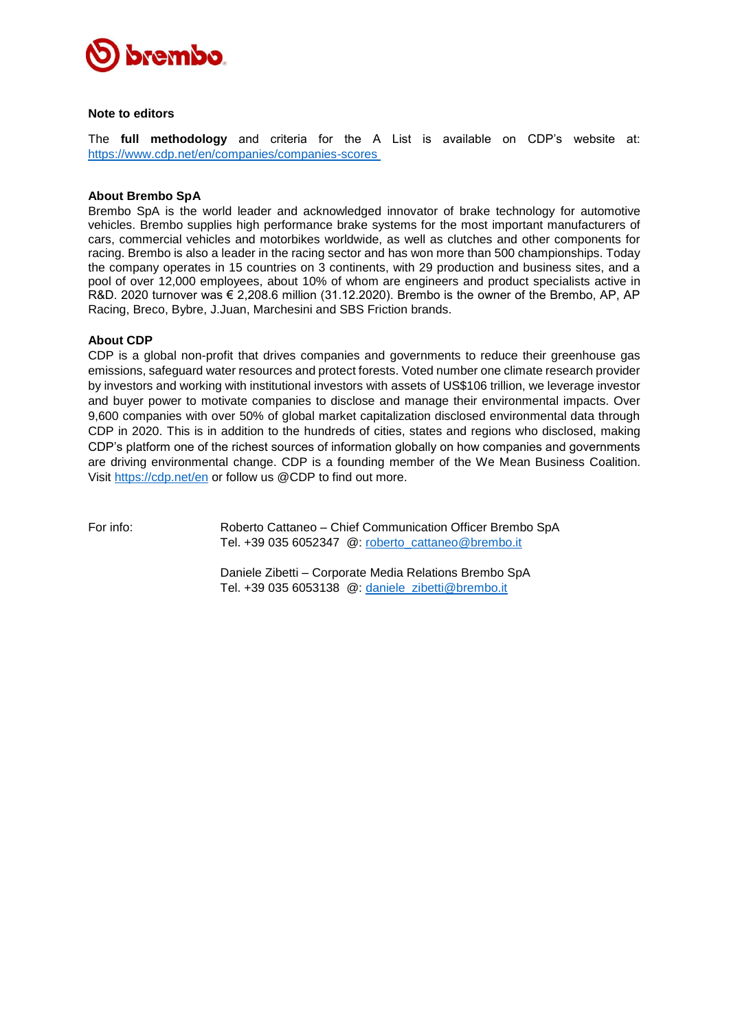**Note to editors**

The **full methodology** and criteria for the A List is available on CDP's website at: https://www.cdp.net/en/companies/companies-scores

**About Brembo SpA**

Brembo SpA is the world leader and acknowledged innovator of brake technology for automotive vehicles. Brembo supplies high performance brake systems for the most important manufacturers of cars, commercial vehicles and motorbikes worldwide, as well as clutches and other components for racing. Brembo is also a leader in the racing sector and has won more than 500 championships. Today the company operates in 15 countries on 3 continents, with 29 production and business sites, and a pool of over 12,000 employees, about 10% of whom are engineers and product specialists active in R&D. 2020 turnover was € 2,208.6 million (31.12.2020). Brembo is the owner of the Brembo, AP, AP Racing, Breco, Bybre, J.Juan, Marchesini and SBS Friction brands.

**About CDP**

CDP is a global non-profit that drives companies and governments to reduce their greenhouse gas emissions, safeguard water resources and protect forests. Voted number one climate research provider by investors and working with institutional investors with assets of US$106 trillion, we leverage investor and buyer power to motivate companies to disclose and manage their environmental impacts. Over 9,600 companies with over 50% of global market capitalization disclosed environmental data through CDP in 2020. This is in addition to the hundreds of cities, states and regions who disclosed, making CDP's platform one of the richest sources of information globally on how companies and governments are driving environmental change. CDP is a founding member of the We Mean Business Coalition. Visit https://cdp.net/en or follow us @CDP to find out more.

For info:

Roberto Cattaneo – Chief Communication Officer Brembo SpA
Tel. +39 035 6052347 @: roberto_cattaneo@brembo.it

Daniele Zibetti – Corporate Media Relations Brembo SpA
Tel. +39 035 6053138 @: daniele_zibetti@brembo.it